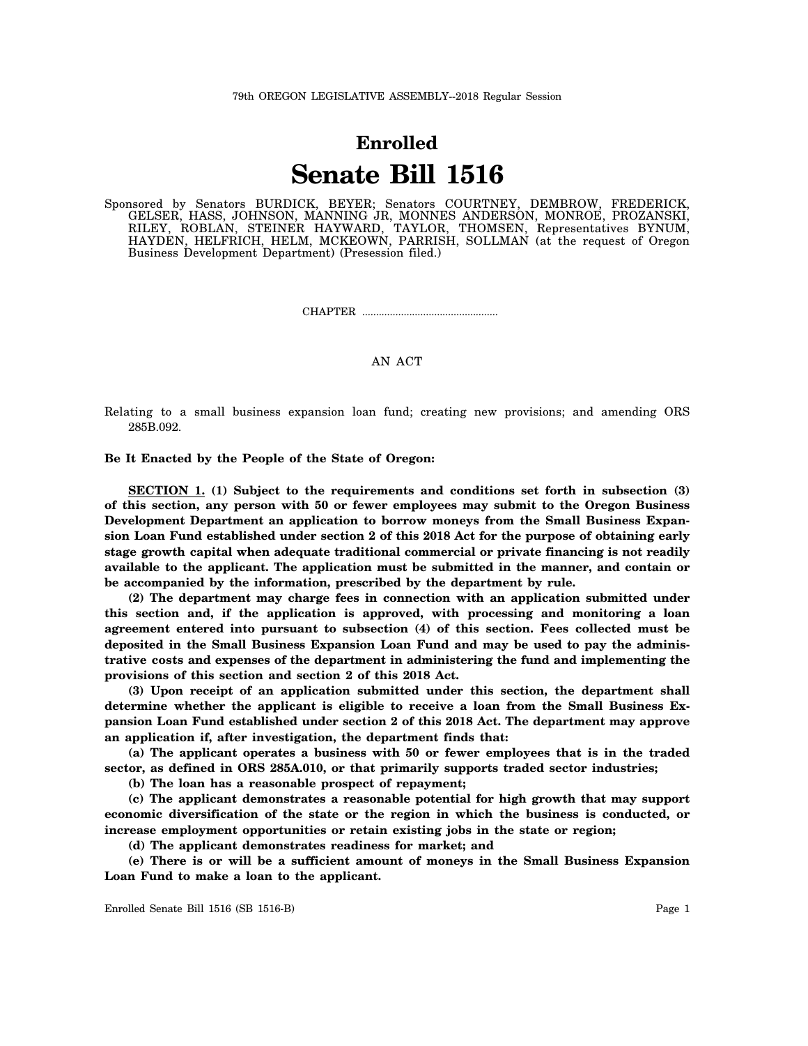79th OREGON LEGISLATIVE ASSEMBLY--2018 Regular Session

# Enrolled

# Senate Bill 1516

Sponsored by Senators BURDICK, BEYER; Senators COURTNEY, DEMBROW, FREDERICK, GELSER, HASS, JOHNSON, MANNING JR, MONNES ANDERSON, MONROE, PROZANSKI, RILEY, ROBLAN, STEINER HAYWARD, TAYLOR, THOMSEN, Representatives BYNUM, HAYDEN, HELFRICH, HELM, MCKEOWN, PARRISH, SOLLMAN (at the request of Oregon Business Development Department) (Presession filed.)

CHAPTER ................................................

AN ACT

Relating to a small business expansion loan fund; creating new provisions; and amending ORS 285B.092.

**Be It Enacted by the People of the State of Oregon:**

**SECTION 1. (1) Subject to the requirements and conditions set forth in subsection (3) of this section, any person with 50 or fewer employees may submit to the Oregon Business Development Department an application to borrow moneys from the Small Business Expansion Loan Fund established under section 2 of this 2018 Act for the purpose of obtaining early stage growth capital when adequate traditional commercial or private financing is not readily available to the applicant. The application must be submitted in the manner, and contain or be accompanied by the information, prescribed by the department by rule.**

**(2) The department may charge fees in connection with an application submitted under this section and, if the application is approved, with processing and monitoring a loan agreement entered into pursuant to subsection (4) of this section. Fees collected must be deposited in the Small Business Expansion Loan Fund and may be used to pay the administrative costs and expenses of the department in administering the fund and implementing the provisions of this section and section 2 of this 2018 Act.**

**(3) Upon receipt of an application submitted under this section, the department shall determine whether the applicant is eligible to receive a loan from the Small Business Expansion Loan Fund established under section 2 of this 2018 Act. The department may approve an application if, after investigation, the department finds that:**

**(a) The applicant operates a business with 50 or fewer employees that is in the traded sector, as defined in ORS 285A.010, or that primarily supports traded sector industries;**

**(b) The loan has a reasonable prospect of repayment;**

**(c) The applicant demonstrates a reasonable potential for high growth that may support economic diversification of the state or the region in which the business is conducted, or increase employment opportunities or retain existing jobs in the state or region;**

**(d) The applicant demonstrates readiness for market; and**

**(e) There is or will be a sufficient amount of moneys in the Small Business Expansion Loan Fund to make a loan to the applicant.**

Enrolled Senate Bill 1516 (SB 1516-B)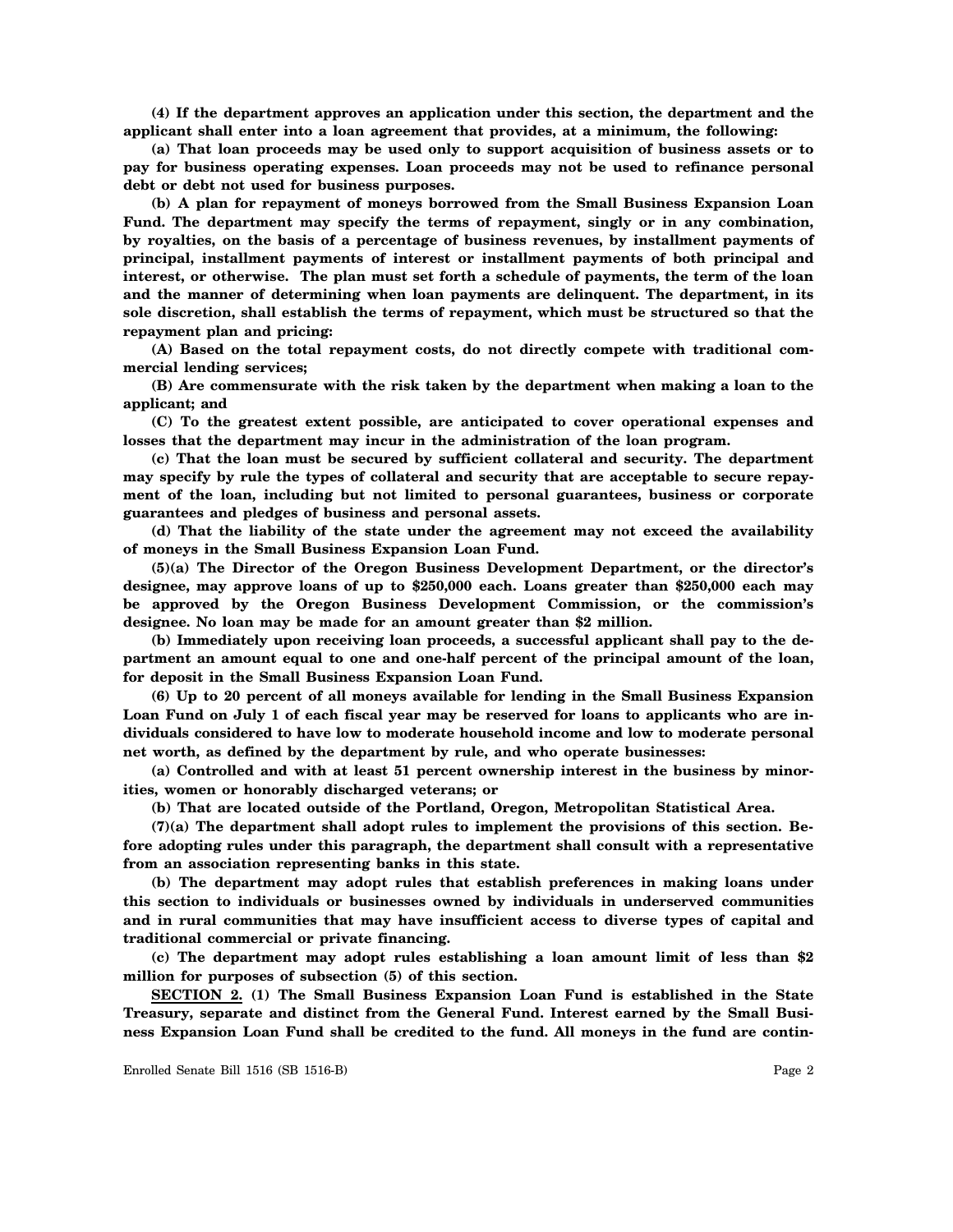**(4) If the department approves an application under this section, the department and the applicant shall enter into a loan agreement that provides, at a minimum, the following:**

**(a) That loan proceeds may be used only to support acquisition of business assets or to pay for business operating expenses. Loan proceeds may not be used to refinance personal debt or debt not used for business purposes.**

**(b) A plan for repayment of moneys borrowed from the Small Business Expansion Loan Fund. The department may specify the terms of repayment, singly or in any combination, by royalties, on the basis of a percentage of business revenues, by installment payments of principal, installment payments of interest or installment payments of both principal and interest, or otherwise. The plan must set forth a schedule of payments, the term of the loan and the manner of determining when loan payments are delinquent. The department, in its sole discretion, shall establish the terms of repayment, which must be structured so that the repayment plan and pricing:**

**(A) Based on the total repayment costs, do not directly compete with traditional commercial lending services;**

**(B) Are commensurate with the risk taken by the department when making a loan to the applicant; and**

**(C) To the greatest extent possible, are anticipated to cover operational expenses and losses that the department may incur in the administration of the loan program.**

**(c) That the loan must be secured by sufficient collateral and security. The department may specify by rule the types of collateral and security that are acceptable to secure repayment of the loan, including but not limited to personal guarantees, business or corporate guarantees and pledges of business and personal assets.**

**(d) That the liability of the state under the agreement may not exceed the availability of moneys in the Small Business Expansion Loan Fund.**

**(5)(a) The Director of the Oregon Business Development Department, or the director's designee, may approve loans of up to $250,000 each. Loans greater than $250,000 each may be approved by the Oregon Business Development Commission, or the commission's designee. No loan may be made for an amount greater than $2 million.**

**(b) Immediately upon receiving loan proceeds, a successful applicant shall pay to the department an amount equal to one and one-half percent of the principal amount of the loan, for deposit in the Small Business Expansion Loan Fund.**

**(6) Up to 20 percent of all moneys available for lending in the Small Business Expansion Loan Fund on July 1 of each fiscal year may be reserved for loans to applicants who are individuals considered to have low to moderate household income and low to moderate personal net worth, as defined by the department by rule, and who operate businesses:**

**(a) Controlled and with at least 51 percent ownership interest in the business by minorities, women or honorably discharged veterans; or**

**(b) That are located outside of the Portland, Oregon, Metropolitan Statistical Area.**

**(7)(a) The department shall adopt rules to implement the provisions of this section. Before adopting rules under this paragraph, the department shall consult with a representative from an association representing banks in this state.**

**(b) The department may adopt rules that establish preferences in making loans under this section to individuals or businesses owned by individuals in underserved communities and in rural communities that may have insufficient access to diverse types of capital and traditional commercial or private financing.**

**(c) The department may adopt rules establishing a loan amount limit of less than $2 million for purposes of subsection (5) of this section.**

**SECTION 2. (1) The Small Business Expansion Loan Fund is established in the State Treasury, separate and distinct from the General Fund. Interest earned by the Small Business Expansion Loan Fund shall be credited to the fund. All moneys in the fund are contin-**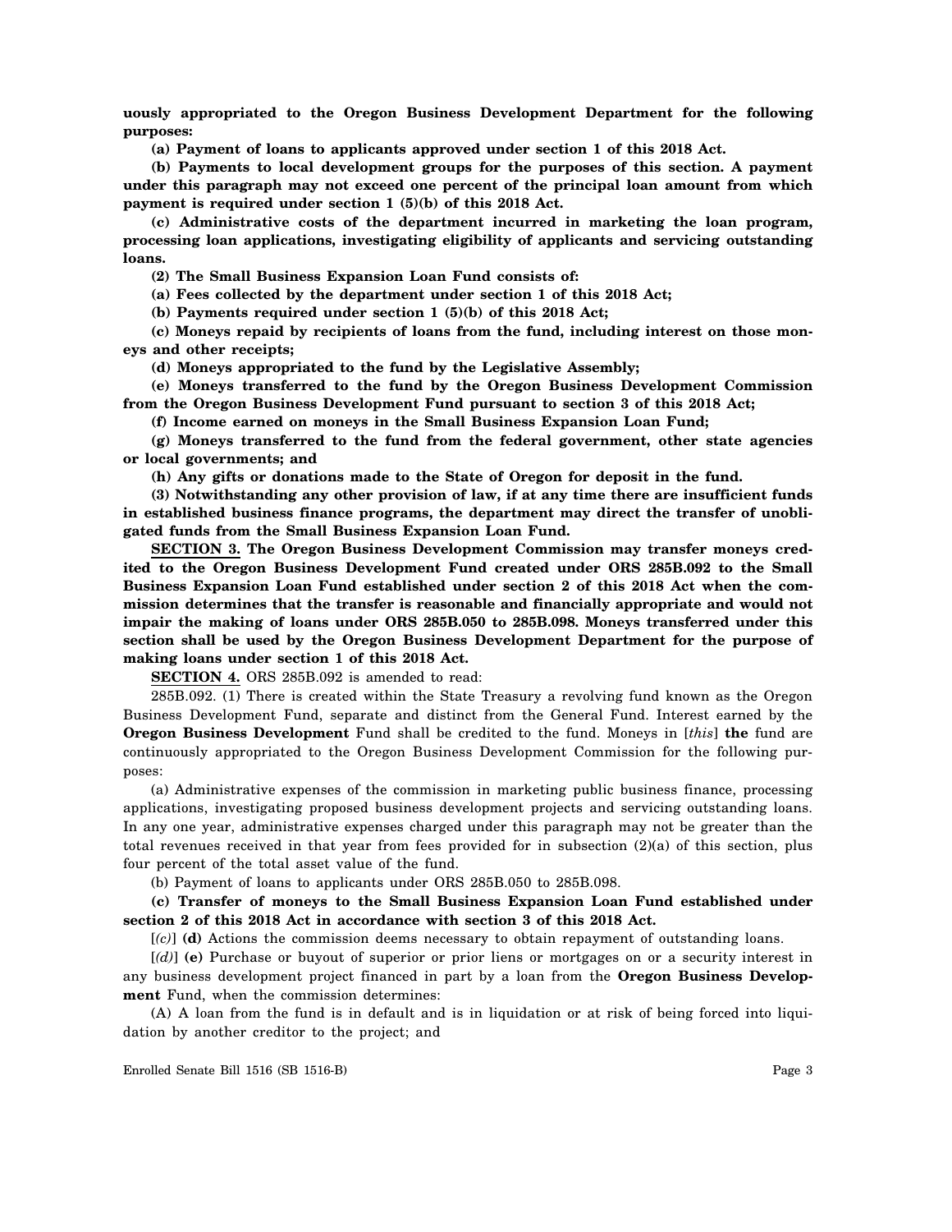**uously appropriated to the Oregon Business Development Department for the following purposes:**

**(a) Payment of loans to applicants approved under section 1 of this 2018 Act.**

**(b) Payments to local development groups for the purposes of this section. A payment under this paragraph may not exceed one percent of the principal loan amount from which payment is required under section 1 (5)(b) of this 2018 Act.**

**(c) Administrative costs of the department incurred in marketing the loan program, processing loan applications, investigating eligibility of applicants and servicing outstanding loans.**

**(2) The Small Business Expansion Loan Fund consists of:**

**(a) Fees collected by the department under section 1 of this 2018 Act;**

**(b) Payments required under section 1 (5)(b) of this 2018 Act;**

**(c) Moneys repaid by recipients of loans from the fund, including interest on those moneys and other receipts;**

**(d) Moneys appropriated to the fund by the Legislative Assembly;**

**(e) Moneys transferred to the fund by the Oregon Business Development Commission from the Oregon Business Development Fund pursuant to section 3 of this 2018 Act;**

**(f) Income earned on moneys in the Small Business Expansion Loan Fund;**

**(g) Moneys transferred to the fund from the federal government, other state agencies or local governments; and**

**(h) Any gifts or donations made to the State of Oregon for deposit in the fund.**

**(3) Notwithstanding any other provision of law, if at any time there are insufficient funds in established business finance programs, the department may direct the transfer of unobligated funds from the Small Business Expansion Loan Fund.**

**SECTION 3. The Oregon Business Development Commission may transfer moneys credited to the Oregon Business Development Fund created under ORS 285B.092 to the Small Business Expansion Loan Fund established under section 2 of this 2018 Act when the commission determines that the transfer is reasonable and financially appropriate and would not impair the making of loans under ORS 285B.050 to 285B.098. Moneys transferred under this section shall be used by the Oregon Business Development Department for the purpose of making loans under section 1 of this 2018 Act.**

**SECTION 4.** ORS 285B.092 is amended to read:

285B.092. (1) There is created within the State Treasury a revolving fund known as the Oregon Business Development Fund, separate and distinct from the General Fund. Interest earned by the **Oregon Business Development** Fund shall be credited to the fund. Moneys in [*this*] **the** fund are continuously appropriated to the Oregon Business Development Commission for the following purposes:

(a) Administrative expenses of the commission in marketing public business finance, processing applications, investigating proposed business development projects and servicing outstanding loans. In any one year, administrative expenses charged under this paragraph may not be greater than the total revenues received in that year from fees provided for in subsection (2)(a) of this section, plus four percent of the total asset value of the fund.

(b) Payment of loans to applicants under ORS 285B.050 to 285B.098.

**(c) Transfer of moneys to the Small Business Expansion Loan Fund established under section 2 of this 2018 Act in accordance with section 3 of this 2018 Act.**

[*(c)*] **(d)** Actions the commission deems necessary to obtain repayment of outstanding loans.

[*(d)*] **(e)** Purchase or buyout of superior or prior liens or mortgages on or a security interest in any business development project financed in part by a loan from the **Oregon Business Development** Fund, when the commission determines:

(A) A loan from the fund is in default and is in liquidation or at risk of being forced into liquidation by another creditor to the project; and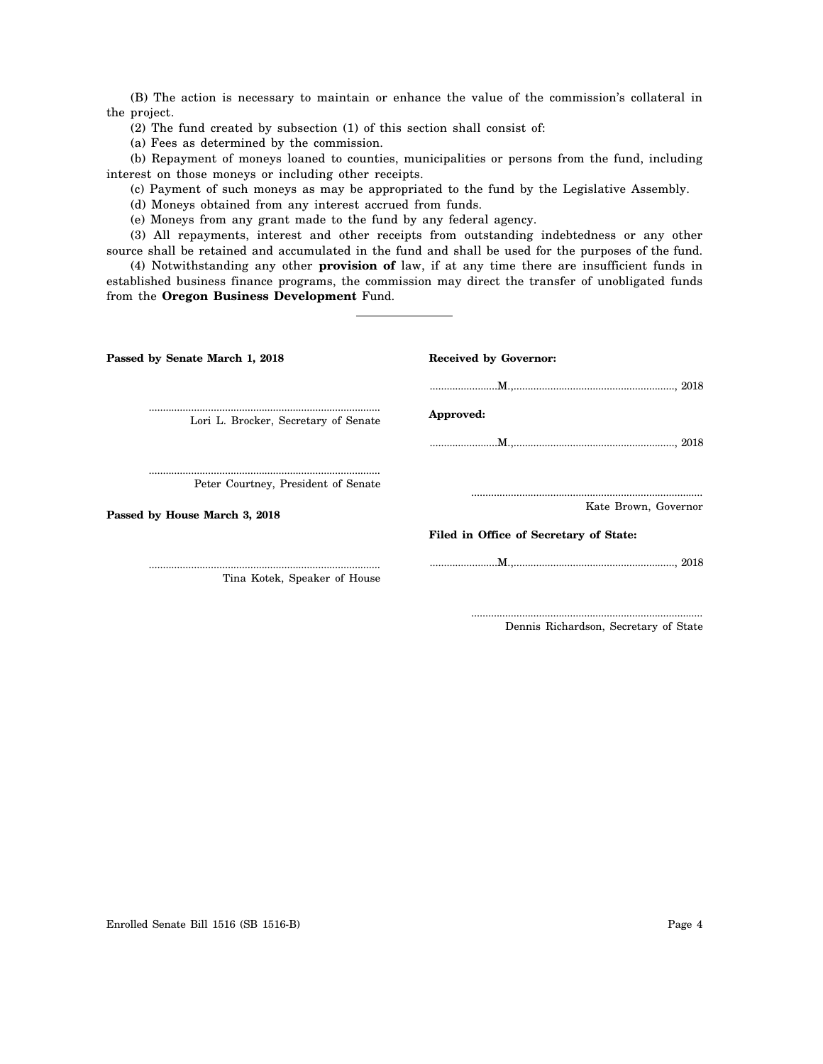(B) The action is necessary to maintain or enhance the value of the commission's collateral in the project.

(2) The fund created by subsection (1) of this section shall consist of:

(a) Fees as determined by the commission.

(b) Repayment of moneys loaned to counties, municipalities or persons from the fund, including interest on those moneys or including other receipts.

(c) Payment of such moneys as may be appropriated to the fund by the Legislative Assembly.

(d) Moneys obtained from any interest accrued from funds.

(e) Moneys from any grant made to the fund by any federal agency.

(3) All repayments, interest and other receipts from outstanding indebtedness or any other source shall be retained and accumulated in the fund and shall be used for the purposes of the fund.

(4) Notwithstanding any other **provision of** law, if at any time there are insufficient funds in established business finance programs, the commission may direct the transfer of unobligated funds from the **Oregon Business Development** Fund.

---

**Passed by Senate March 1, 2018**

..................................................................................
Lori L. Brocker, Secretary of Senate

..................................................................................
Peter Courtney, President of Senate

**Passed by House March 3, 2018**

..................................................................................
Tina Kotek, Speaker of House

**Received by Governor:**

........................M.,........................................................., 2018

**Approved:**

........................M.,........................................................., 2018

..................................................................................
Kate Brown, Governor

**Filed in Office of Secretary of State:**

........................M.,........................................................., 2018

..................................................................................
Dennis Richardson, Secretary of State

Enrolled Senate Bill 1516 (SB 1516-B)